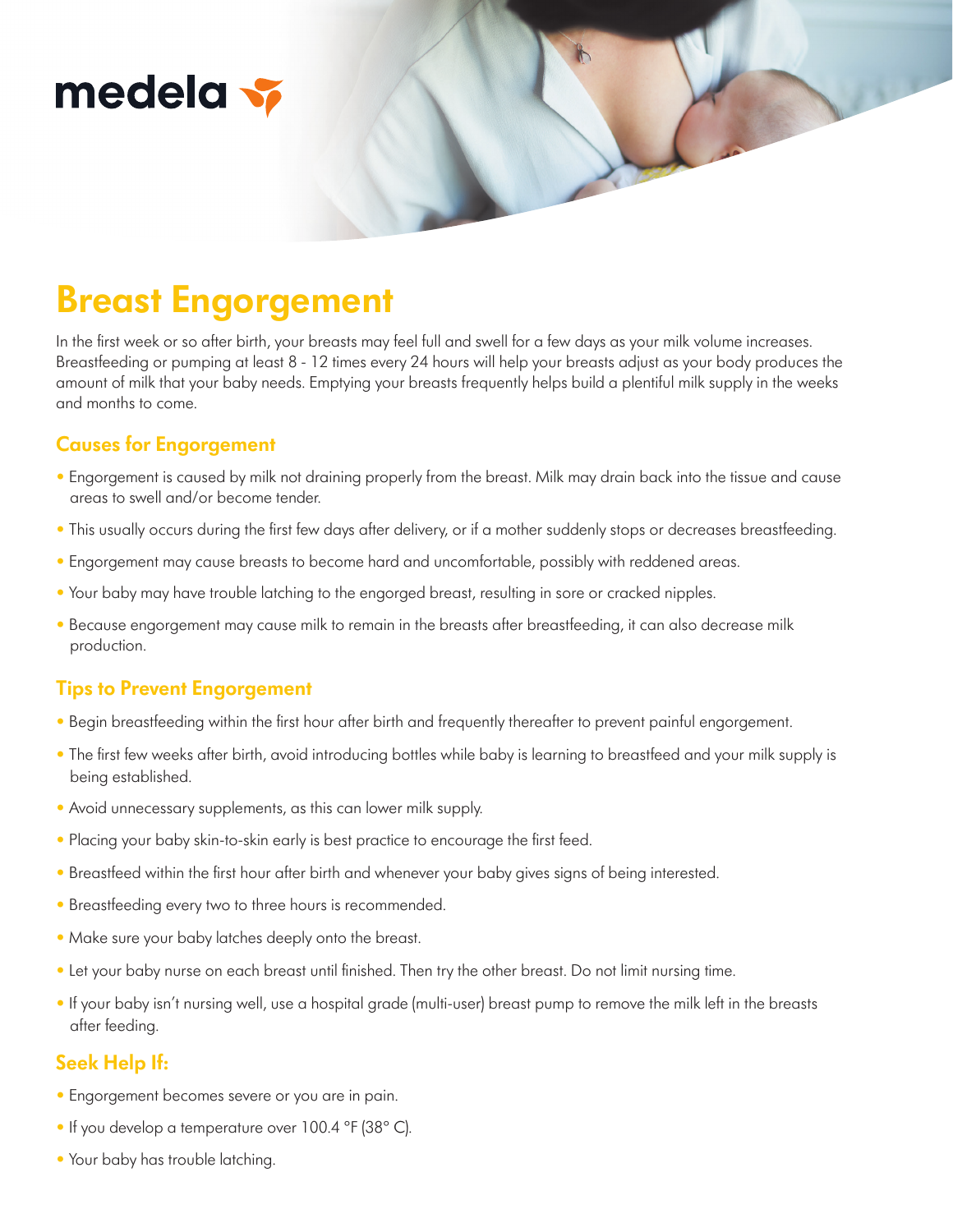medela

# Breast Engorgement

In the first week or so after birth, your breasts may feel full and swell for a few days as your milk volume increases. Breastfeeding or pumping at least 8 - 12 times every 24 hours will help your breasts adjust as your body produces the amount of milk that your baby needs. Emptying your breasts frequently helps build a plentiful milk supply in the weeks and months to come.

## Causes for Engorgement

- Engorgement is caused by milk not draining properly from the breast. Milk may drain back into the tissue and cause areas to swell and/or become tender.
- This usually occurs during the first few days after delivery, or if a mother suddenly stops or decreases breastfeeding.
- Engorgement may cause breasts to become hard and uncomfortable, possibly with reddened areas.
- Your baby may have trouble latching to the engorged breast, resulting in sore or cracked nipples.
- Because engorgement may cause milk to remain in the breasts after breastfeeding, it can also decrease milk production.

## Tips to Prevent Engorgement

- Begin breastfeeding within the first hour after birth and frequently thereafter to prevent painful engorgement.
- The first few weeks after birth, avoid introducing bottles while baby is learning to breastfeed and your milk supply is being established.
- Avoid unnecessary supplements, as this can lower milk supply.
- Placing your baby skin-to-skin early is best practice to encourage the first feed.
- Breastfeed within the first hour after birth and whenever your baby gives signs of being interested.
- Breastfeeding every two to three hours is recommended.
- Make sure your baby latches deeply onto the breast.
- Let your baby nurse on each breast until finished. Then try the other breast. Do not limit nursing time.
- If your baby isn't nursing well, use a hospital grade (multi-user) breast pump to remove the milk left in the breasts after feeding.

## Seek Help If:

- Engorgement becomes severe or you are in pain.
- If you develop a temperature over 100.4 °F (38° C).
- Your baby has trouble latching.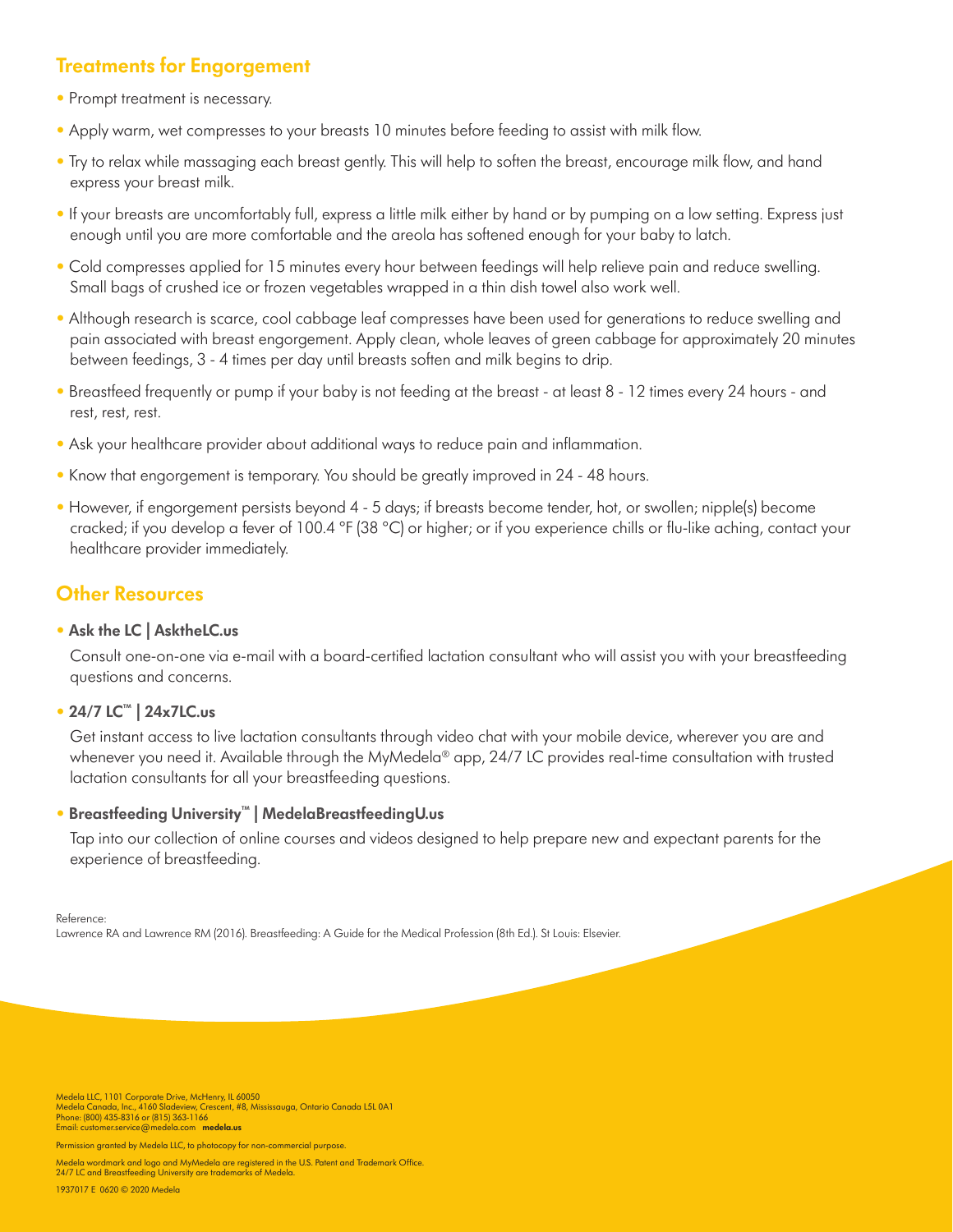## Treatments for Engorgement

- Prompt treatment is necessary.
- Apply warm, wet compresses to your breasts 10 minutes before feeding to assist with milk flow.
- Try to relax while massaging each breast gently. This will help to soften the breast, encourage milk flow, and hand express your breast milk.
- If your breasts are uncomfortably full, express a little milk either by hand or by pumping on a low setting. Express just enough until you are more comfortable and the areola has softened enough for your baby to latch.
- Cold compresses applied for 15 minutes every hour between feedings will help relieve pain and reduce swelling. Small bags of crushed ice or frozen vegetables wrapped in a thin dish towel also work well.
- Although research is scarce, cool cabbage leaf compresses have been used for generations to reduce swelling and pain associated with breast engorgement. Apply clean, whole leaves of green cabbage for approximately 20 minutes between feedings, 3 - 4 times per day until breasts soften and milk begins to drip.
- Breastfeed frequently or pump if your baby is not feeding at the breast - at least 8 - 12 times every 24 hours - and rest, rest, rest.
- Ask your healthcare provider about additional ways to reduce pain and inflammation.
- Know that engorgement is temporary. You should be greatly improved in 24 - 48 hours.
- However, if engorgement persists beyond 4 - 5 days; if breasts become tender, hot, or swollen; nipple(s) become cracked; if you develop a fever of 100.4 °F (38 °C) or higher; or if you experience chills or flu-like aching, contact your healthcare provider immediately.

## Other Resources

- **Ask the LC | AsktheLC.us**

  Consult one-on-one via e-mail with a board-certified lactation consultant who will assist you with your breastfeeding questions and concerns.

- **24/7 LC™ | 24x7LC.us**

  Get instant access to live lactation consultants through video chat with your mobile device, wherever you are and whenever you need it. Available through the MyMedela® app, 24/7 LC provides real-time consultation with trusted lactation consultants for all your breastfeeding questions.

- **Breastfeeding University™ | MedelaBreastfeedingU.us**

  Tap into our collection of online courses and videos designed to help prepare new and expectant parents for the experience of breastfeeding.

Reference:
Lawrence RA and Lawrence RM (2016). Breastfeeding: A Guide for the Medical Profession (8th Ed.). St Louis: Elsevier.

Medela LLC, 1101 Corporate Drive, McHenry, IL 60050
Medela Canada, Inc., 4160 Sladeview, Crescent, #8, Mississauga, Ontario Canada L5L 0A1
Phone: (800) 435-8316 or (815) 363-1166
Email: customer.service@medela.com **medela.us**

Permission granted by Medela LLC, to photocopy for non-commercial purpose.

Medela wordmark and logo and MyMedela are registered in the U.S. Patent and Trademark Office.
24/7 LC and Breastfeeding University are trademarks of Medela.

1937017 E 0620 © 2020 Medela